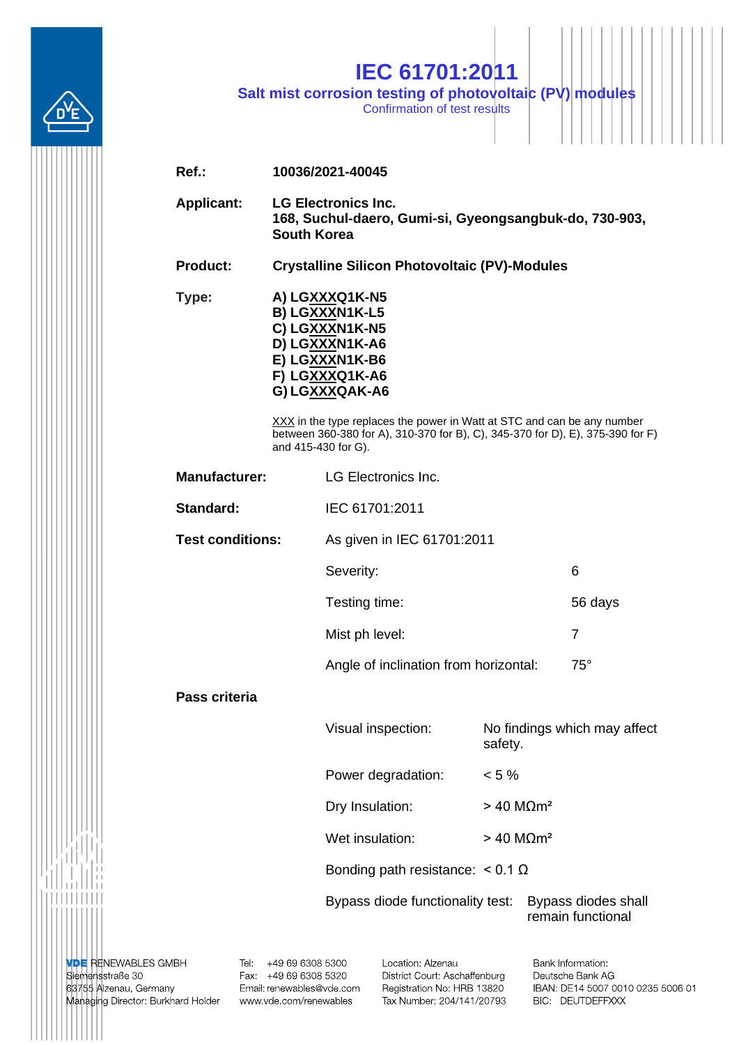# IEC 61701:2011

## Salt mist corrosion testing of photovoltaic (PV) modules

Confirmation of test results

**Ref.:** **10036/2021-40045**

**Applicant:** **LG Electronics Inc.**
**168, Suchul-daero, Gumi-si, Gyeongsangbuk-do, 730-903, South Korea**

**Product:** **Crystalline Silicon Photovoltaic (PV)-Modules**

**Type:**
**A) LGXXXQ1K-N5**
**B) LGXXXN1K-L5**
**C) LGXXXN1K-N5**
**D) LGXXXN1K-A6**
**E) LGXXXN1K-B6**
**F) LGXXXQ1K-A6**
**G) LGXXXQAK-A6**

XXX in the type replaces the power in Watt at STC and can be any number between 360-380 for A), 310-370 for B), C), 345-370 for D), E), 375-390 for F) and 415-430 for G).

**Manufacturer:** LG Electronics Inc.

**Standard:** IEC 61701:2011

**Test conditions:** As given in IEC 61701:2011

| | |
|---|---|
| Severity: | 6 |
| Testing time: | 56 days |
| Mist ph level: | 7 |
| Angle of inclination from horizontal: | 75° |

**Pass criteria**

| | |
|---|---|
| Visual inspection: | No findings which may affect safety. |
| Power degradation: | < 5 % |
| Dry Insulation: | > 40 MΩm² |
| Wet insulation: | > 40 MΩm² |
| Bonding path resistance: | < 0.1 Ω |
| Bypass diode functionality test: | Bypass diodes shall remain functional |

VDE RENEWABLES GMBH
Siemensstraße 30
63755 Alzenau, Germany
Managing Director: Burkhard Holder

Tel: +49 69 6308 5300
Fax: +49 69 6308 5320
Email: renewables@vde.com
www.vde.com/renewables

Location: Alzenau
District Court: Aschaffenburg
Registration No: HRB 13820
Tax Number: 204/141/20793

Bank Information:
Deutsche Bank AG
IBAN: DE14 5007 0010 0235 5006 01
BIC: DEUTDEFFXXX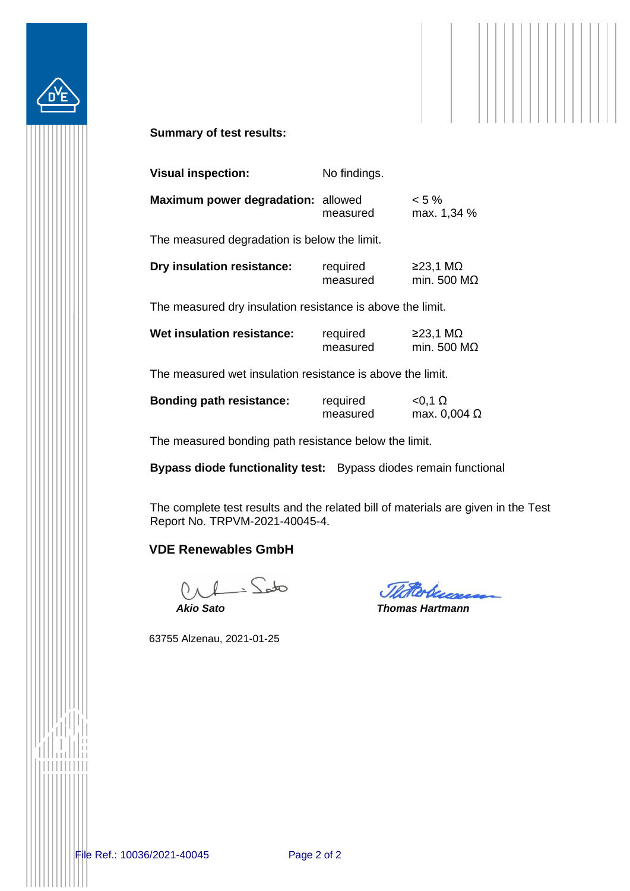**Summary of test results:**

| | | |
|---|---|---|
| **Visual inspection:** | No findings. | |
| **Maximum power degradation:** | allowed<br>measured | < 5 %<br>max. 1,34 % |

The measured degradation is below the limit.

| | | |
|---|---|---|
| **Dry insulation resistance:** | required<br>measured | ≥23,1 MΩ<br>min. 500 MΩ |

The measured dry insulation resistance is above the limit.

| | | |
|---|---|---|
| **Wet insulation resistance:** | required<br>measured | ≥23,1 MΩ<br>min. 500 MΩ |

The measured wet insulation resistance is above the limit.

| | | |
|---|---|---|
| **Bonding path resistance:** | required<br>measured | <0,1 Ω<br>max. 0,004 Ω |

The measured bonding path resistance below the limit.

**Bypass diode functionality test:** Bypass diodes remain functional

The complete test results and the related bill of materials are given in the Test Report No. TRPVM-2021-40045-4.

**VDE Renewables GmbH**

***Akio Sato*** ***Thomas Hartmann***

63755 Alzenau, 2021-01-25

File Ref.: 10036/2021-40045